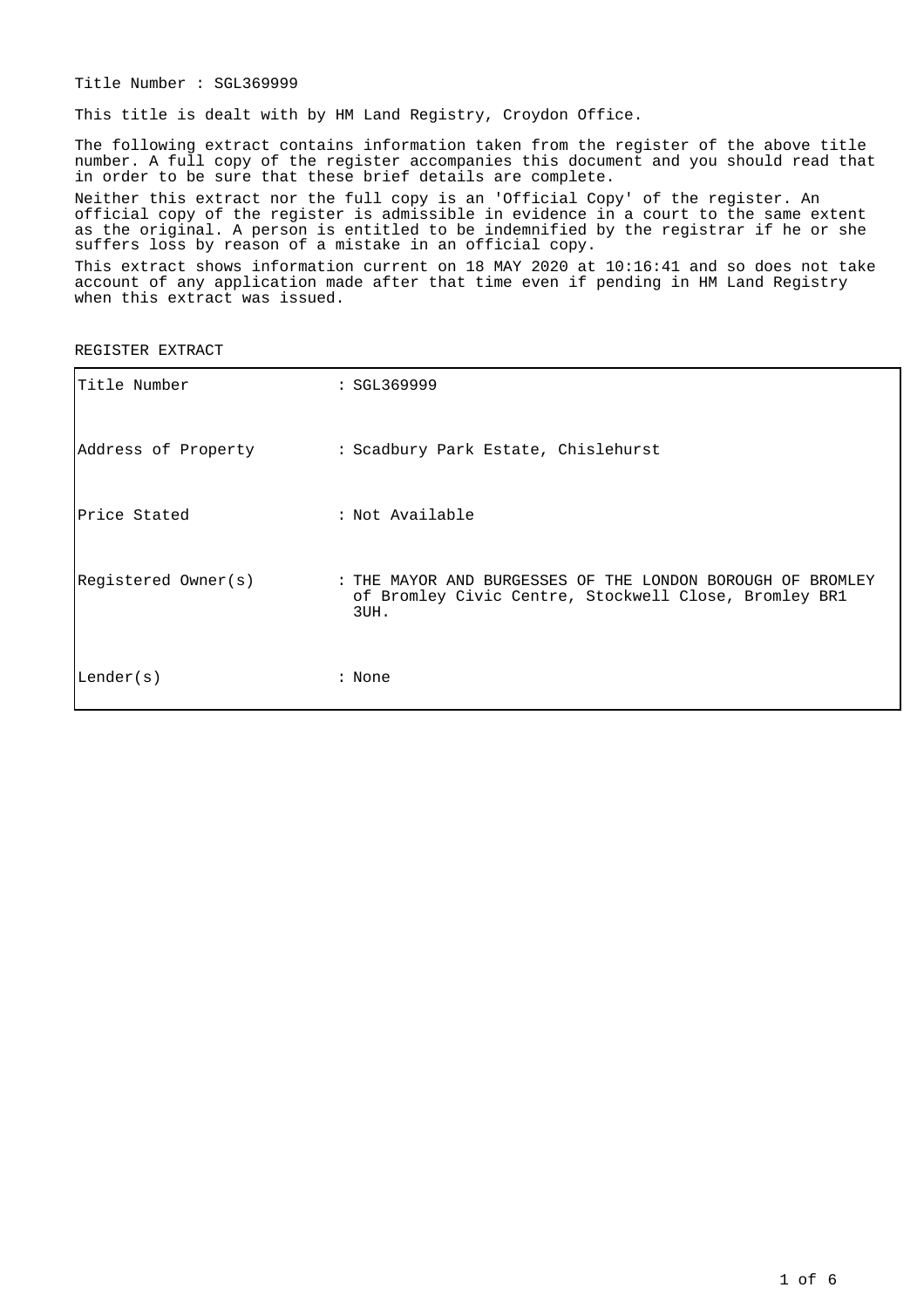Title Number : SGL369999

This title is dealt with by HM Land Registry, Croydon Office.

The following extract contains information taken from the register of the above title number. A full copy of the register accompanies this document and you should read that in order to be sure that these brief details are complete.

Neither this extract nor the full copy is an 'Official Copy' of the register. An official copy of the register is admissible in evidence in a court to the same extent as the original. A person is entitled to be indemnified by the registrar if he or she suffers loss by reason of a mistake in an official copy.

This extract shows information current on 18 MAY 2020 at 10:16:41 and so does not take account of any application made after that time even if pending in HM Land Registry when this extract was issued.

REGISTER EXTRACT

| | |
|---|---|
| Title Number | : SGL369999 |
| Address of Property | : Scadbury Park Estate, Chislehurst |
| Price Stated | : Not Available |
| Registered Owner(s) | : THE MAYOR AND BURGESSES OF THE LONDON BOROUGH OF BROMLEY of Bromley Civic Centre, Stockwell Close, Bromley BR1 3UH. |
| Lender(s) | : None |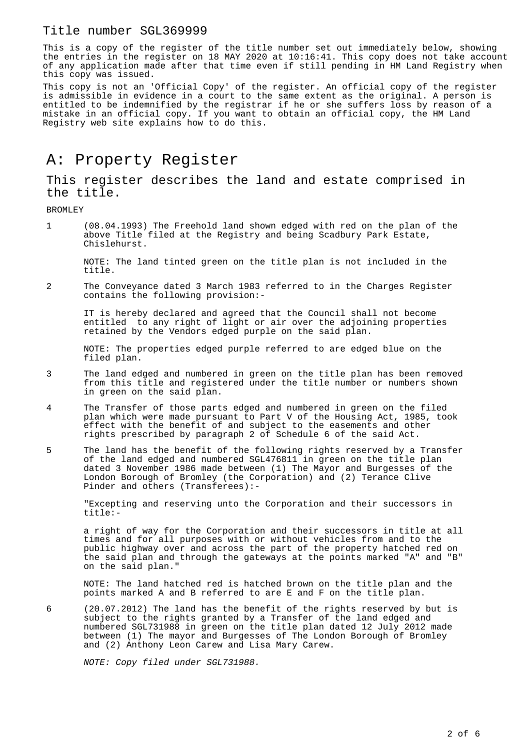Title number SGL369999

This is a copy of the register of the title number set out immediately below, showing the entries in the register on 18 MAY 2020 at 10:16:41. This copy does not take account of any application made after that time even if still pending in HM Land Registry when this copy was issued.

This copy is not an 'Official Copy' of the register. An official copy of the register is admissible in evidence in a court to the same extent as the original. A person is entitled to be indemnified by the registrar if he or she suffers loss by reason of a mistake in an official copy. If you want to obtain an official copy, the HM Land Registry web site explains how to do this.

# A: Property Register

## This register describes the land and estate comprised in the title.

BROMLEY

1 (08.04.1993) The Freehold land shown edged with red on the plan of the above Title filed at the Registry and being Scadbury Park Estate, Chislehurst.

NOTE: The land tinted green on the title plan is not included in the title.

2 The Conveyance dated 3 March 1983 referred to in the Charges Register contains the following provision:-

IT is hereby declared and agreed that the Council shall not become entitled to any right of light or air over the adjoining properties retained by the Vendors edged purple on the said plan.

NOTE: The properties edged purple referred to are edged blue on the filed plan.

3 The land edged and numbered in green on the title plan has been removed from this title and registered under the title number or numbers shown in green on the said plan.

4 The Transfer of those parts edged and numbered in green on the filed plan which were made pursuant to Part V of the Housing Act, 1985, took effect with the benefit of and subject to the easements and other rights prescribed by paragraph 2 of Schedule 6 of the said Act.

5 The land has the benefit of the following rights reserved by a Transfer of the land edged and numbered SGL476811 in green on the title plan dated 3 November 1986 made between (1) The Mayor and Burgesses of the London Borough of Bromley (the Corporation) and (2) Terance Clive Pinder and others (Transferees):-

"Excepting and reserving unto the Corporation and their successors in title:-

a right of way for the Corporation and their successors in title at all times and for all purposes with or without vehicles from and to the public highway over and across the part of the property hatched red on the said plan and through the gateways at the points marked "A" and "B" on the said plan."

NOTE: The land hatched red is hatched brown on the title plan and the points marked A and B referred to are E and F on the title plan.

6 (20.07.2012) The land has the benefit of the rights reserved by but is subject to the rights granted by a Transfer of the land edged and numbered SGL731988 in green on the title plan dated 12 July 2012 made between (1) The mayor and Burgesses of The London Borough of Bromley and (2) Anthony Leon Carew and Lisa Mary Carew.

*NOTE: Copy filed under SGL731988.*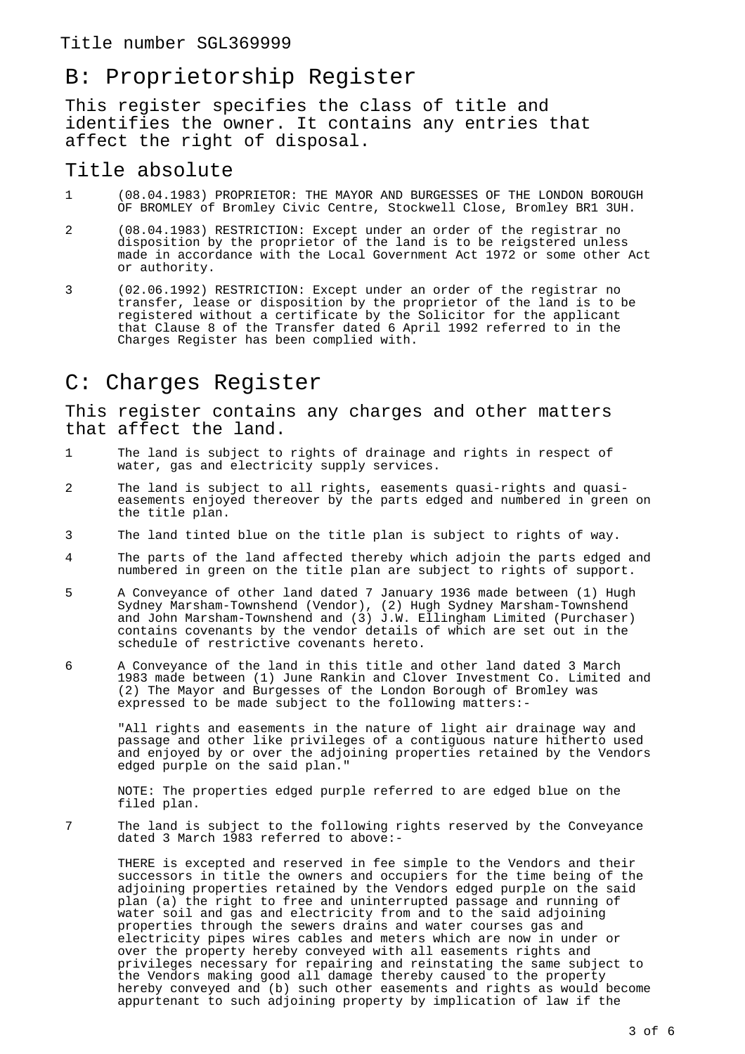Title number SGL369999

## B: Proprietorship Register

This register specifies the class of title and identifies the owner. It contains any entries that affect the right of disposal.

### Title absolute

1 (08.04.1983) PROPRIETOR: THE MAYOR AND BURGESSES OF THE LONDON BOROUGH OF BROMLEY of Bromley Civic Centre, Stockwell Close, Bromley BR1 3UH.

2 (08.04.1983) RESTRICTION: Except under an order of the registrar no disposition by the proprietor of the land is to be reigstered unless made in accordance with the Local Government Act 1972 or some other Act or authority.

3 (02.06.1992) RESTRICTION: Except under an order of the registrar no transfer, lease or disposition by the proprietor of the land is to be registered without a certificate by the Solicitor for the applicant that Clause 8 of the Transfer dated 6 April 1992 referred to in the Charges Register has been complied with.

## C: Charges Register

This register contains any charges and other matters that affect the land.

1 The land is subject to rights of drainage and rights in respect of water, gas and electricity supply services.

2 The land is subject to all rights, easements quasi-rights and quasi-easements enjoyed thereover by the parts edged and numbered in green on the title plan.

3 The land tinted blue on the title plan is subject to rights of way.

4 The parts of the land affected thereby which adjoin the parts edged and numbered in green on the title plan are subject to rights of support.

5 A Conveyance of other land dated 7 January 1936 made between (1) Hugh Sydney Marsham-Townshend (Vendor), (2) Hugh Sydney Marsham-Townshend and John Marsham-Townshend and (3) J.W. Ellingham Limited (Purchaser) contains covenants by the vendor details of which are set out in the schedule of restrictive covenants hereto.

6 A Conveyance of the land in this title and other land dated 3 March 1983 made between (1) June Rankin and Clover Investment Co. Limited and (2) The Mayor and Burgesses of the London Borough of Bromley was expressed to be made subject to the following matters:-

"All rights and easements in the nature of light air drainage way and passage and other like privileges of a contiguous nature hitherto used and enjoyed by or over the adjoining properties retained by the Vendors edged purple on the said plan."

NOTE: The properties edged purple referred to are edged blue on the filed plan.

7 The land is subject to the following rights reserved by the Conveyance dated 3 March 1983 referred to above:-

THERE is excepted and reserved in fee simple to the Vendors and their successors in title the owners and occupiers for the time being of the adjoining properties retained by the Vendors edged purple on the said plan (a) the right to free and uninterrupted passage and running of water soil and gas and electricity from and to the said adjoining properties through the sewers drains and water courses gas and electricity pipes wires cables and meters which are now in under or over the property hereby conveyed with all easements rights and privileges necessary for repairing and reinstating the same subject to the Vendors making good all damage thereby caused to the property hereby conveyed and (b) such other easements and rights as would become appurtenant to such adjoining property by implication of law if the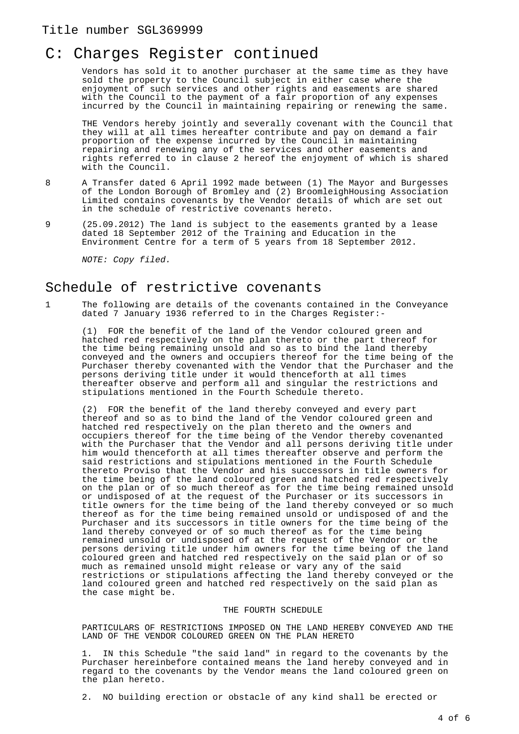## C: Charges Register continued

Vendors has sold it to another purchaser at the same time as they have sold the property to the Council subject in either case where the enjoyment of such services and other rights and easements are shared with the Council to the payment of a fair proportion of any expenses incurred by the Council in maintaining repairing or renewing the same.

THE Vendors hereby jointly and severally covenant with the Council that they will at all times hereafter contribute and pay on demand a fair proportion of the expense incurred by the Council in maintaining repairing and renewing any of the services and other easements and rights referred to in clause 2 hereof the enjoyment of which is shared with the Council.

8 A Transfer dated 6 April 1992 made between (1) The Mayor and Burgesses of the London Borough of Bromley and (2) BroomleighHousing Association Limited contains covenants by the Vendor details of which are set out in the schedule of restrictive covenants hereto.

9 (25.09.2012) The land is subject to the easements granted by a lease dated 18 September 2012 of the Training and Education in the Environment Centre for a term of 5 years from 18 September 2012.

*NOTE: Copy filed.*

## Schedule of restrictive covenants

1 The following are details of the covenants contained in the Conveyance dated 7 January 1936 referred to in the Charges Register:-

(1) FOR the benefit of the land of the Vendor coloured green and hatched red respectively on the plan thereto or the part thereof for the time being remaining unsold and so as to bind the land thereby conveyed and the owners and occupiers thereof for the time being of the Purchaser thereby covenanted with the Vendor that the Purchaser and the persons deriving title under it would thenceforth at all times thereafter observe and perform all and singular the restrictions and stipulations mentioned in the Fourth Schedule thereto.

(2) FOR the benefit of the land thereby conveyed and every part thereof and so as to bind the land of the Vendor coloured green and hatched red respectively on the plan thereto and the owners and occupiers thereof for the time being of the Vendor thereby covenanted with the Purchaser that the Vendor and all persons deriving title under him would thenceforth at all times thereafter observe and perform the said restrictions and stipulations mentioned in the Fourth Schedule thereto Proviso that the Vendor and his successors in title owners for the time being of the land coloured green and hatched red respectively on the plan or of so much thereof as for the time being remained unsold or undisposed of at the request of the Purchaser or its successors in title owners for the time being of the land thereby conveyed or so much thereof as for the time being remained unsold or undisposed of and the Purchaser and its successors in title owners for the time being of the land thereby conveyed or of so much thereof as for the time being remained unsold or undisposed of at the request of the Vendor or the persons deriving title under him owners for the time being of the land coloured green and hatched red respectively on the said plan or of so much as remained unsold might release or vary any of the said restrictions or stipulations affecting the land thereby conveyed or the land coloured green and hatched red respectively on the said plan as the case might be.

THE FOURTH SCHEDULE

PARTICULARS OF RESTRICTIONS IMPOSED ON THE LAND HEREBY CONVEYED AND THE LAND OF THE VENDOR COLOURED GREEN ON THE PLAN HERETO

1. IN this Schedule "the said land" in regard to the covenants by the Purchaser hereinbefore contained means the land hereby conveyed and in regard to the covenants by the Vendor means the land coloured green on the plan hereto.

2. NO building erection or obstacle of any kind shall be erected or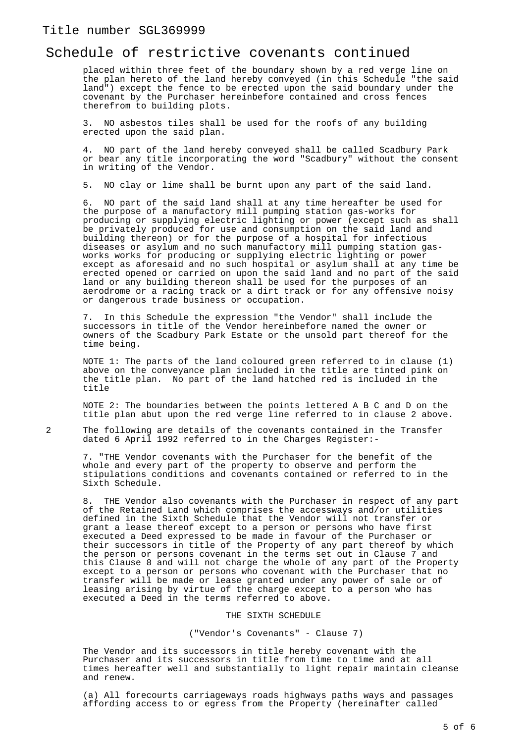Title number SGL369999

# Schedule of restrictive covenants continued

placed within three feet of the boundary shown by a red verge line on the plan hereto of the land hereby conveyed (in this Schedule "the said land") except the fence to be erected upon the said boundary under the covenant by the Purchaser hereinbefore contained and cross fences therefrom to building plots.

3. NO asbestos tiles shall be used for the roofs of any building erected upon the said plan.

4. NO part of the land hereby conveyed shall be called Scadbury Park or bear any title incorporating the word "Scadbury" without the consent in writing of the Vendor.

5. NO clay or lime shall be burnt upon any part of the said land.

6. NO part of the said land shall at any time hereafter be used for the purpose of a manufactory mill pumping station gas-works for producing or supplying electric lighting or power (except such as shall be privately produced for use and consumption on the said land and building thereon) or for the purpose of a hospital for infectious diseases or asylum and no such manufactory mill pumping station gas-works works for producing or supplying electric lighting or power except as aforesaid and no such hospital or asylum shall at any time be erected opened or carried on upon the said land and no part of the said land or any building thereon shall be used for the purposes of an aerodrome or a racing track or a dirt track or for any offensive noisy or dangerous trade business or occupation.

7. In this Schedule the expression "the Vendor" shall include the successors in title of the Vendor hereinbefore named the owner or owners of the Scadbury Park Estate or the unsold part thereof for the time being.

NOTE 1: The parts of the land coloured green referred to in clause (1) above on the conveyance plan included in the title are tinted pink on the title plan. No part of the land hatched red is included in the title

NOTE 2: The boundaries between the points lettered A B C and D on the title plan abut upon the red verge line referred to in clause 2 above.

2 The following are details of the covenants contained in the Transfer dated 6 April 1992 referred to in the Charges Register:-

7. "THE Vendor covenants with the Purchaser for the benefit of the whole and every part of the property to observe and perform the stipulations conditions and covenants contained or referred to in the Sixth Schedule.

8. THE Vendor also covenants with the Purchaser in respect of any part of the Retained Land which comprises the accessways and/or utilities defined in the Sixth Schedule that the Vendor will not transfer or grant a lease thereof except to a person or persons who have first executed a Deed expressed to be made in favour of the Purchaser or their successors in title of the Property of any part thereof by which the person or persons covenant in the terms set out in Clause 7 and this Clause 8 and will not charge the whole of any part of the Property except to a person or persons who covenant with the Purchaser that no transfer will be made or lease granted under any power of sale or of leasing arising by virtue of the charge except to a person who has executed a Deed in the terms referred to above.

THE SIXTH SCHEDULE

("Vendor's Covenants" - Clause 7)

The Vendor and its successors in title hereby covenant with the Purchaser and its successors in title from time to time and at all times hereafter well and substantially to light repair maintain cleanse and renew.

(a) All forecourts carriageways roads highways paths ways and passages affording access to or egress from the Property (hereinafter called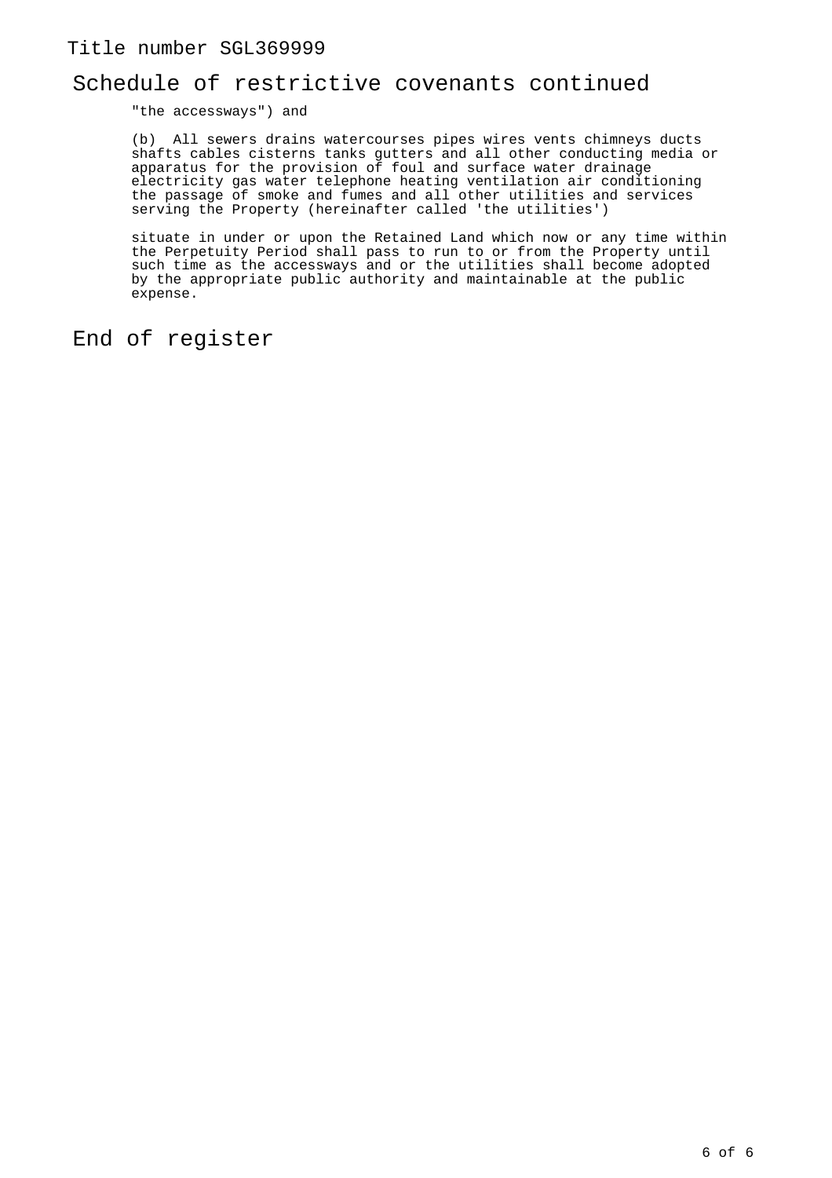Title number SGL369999

## Schedule of restrictive covenants continued

"the accessways") and

(b) All sewers drains watercourses pipes wires vents chimneys ducts shafts cables cisterns tanks gutters and all other conducting media or apparatus for the provision of foul and surface water drainage electricity gas water telephone heating ventilation air conditioning the passage of smoke and fumes and all other utilities and services serving the Property (hereinafter called 'the utilities')

situate in under or upon the Retained Land which now or any time within the Perpetuity Period shall pass to run to or from the Property until such time as the accessways and or the utilities shall become adopted by the appropriate public authority and maintainable at the public expense.

## End of register